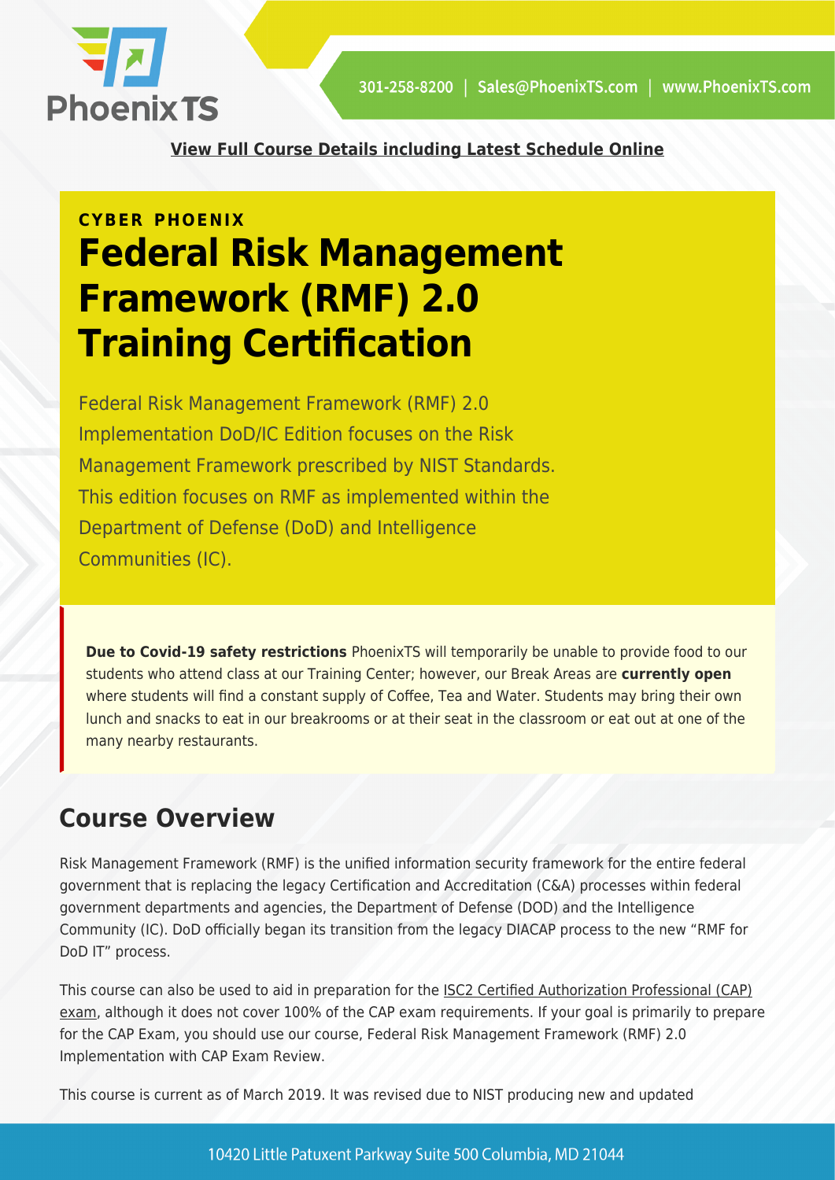[View Full Course Details including Latest Schedule Online](https://www.PhoenixTS.com)

**CYBER PHOENIX**

# Federal Risk Management Framework (RMF) 2.0 Training Certification

Federal Risk Management Framework (RMF) 2.0 Implementation DoD/IC Edition focuses on the Risk Management Framework prescribed by NIST Standards. This edition focuses on RMF as implemented within the Department of Defense (DoD) and Intelligence Communities (IC).

**Due to Covid-19 safety restrictions** PhoenixTS will temporarily be unable to provide food to our students who attend class at our Training Center; however, our Break Areas are **currently open** where students will find a constant supply of Coffee, Tea and Water. Students may bring their own lunch and snacks to eat in our breakrooms or at their seat in the classroom or eat out at one of the many nearby restaurants.

## Course Overview

Risk Management Framework (RMF) is the unified information security framework for the entire federal government that is replacing the legacy Certification and Accreditation (C&A) processes within federal government departments and agencies, the Department of Defense (DOD) and the Intelligence Community (IC). DoD officially began its transition from the legacy DIACAP process to the new "RMF for DoD IT" process.

This course can also be used to aid in preparation for the ISC2 Certified Authorization Professional (CAP) exam, although it does not cover 100% of the CAP exam requirements. If your goal is primarily to prepare for the CAP Exam, you should use our course, Federal Risk Management Framework (RMF) 2.0 Implementation with CAP Exam Review.

This course is current as of March 2019. It was revised due to NIST producing new and updated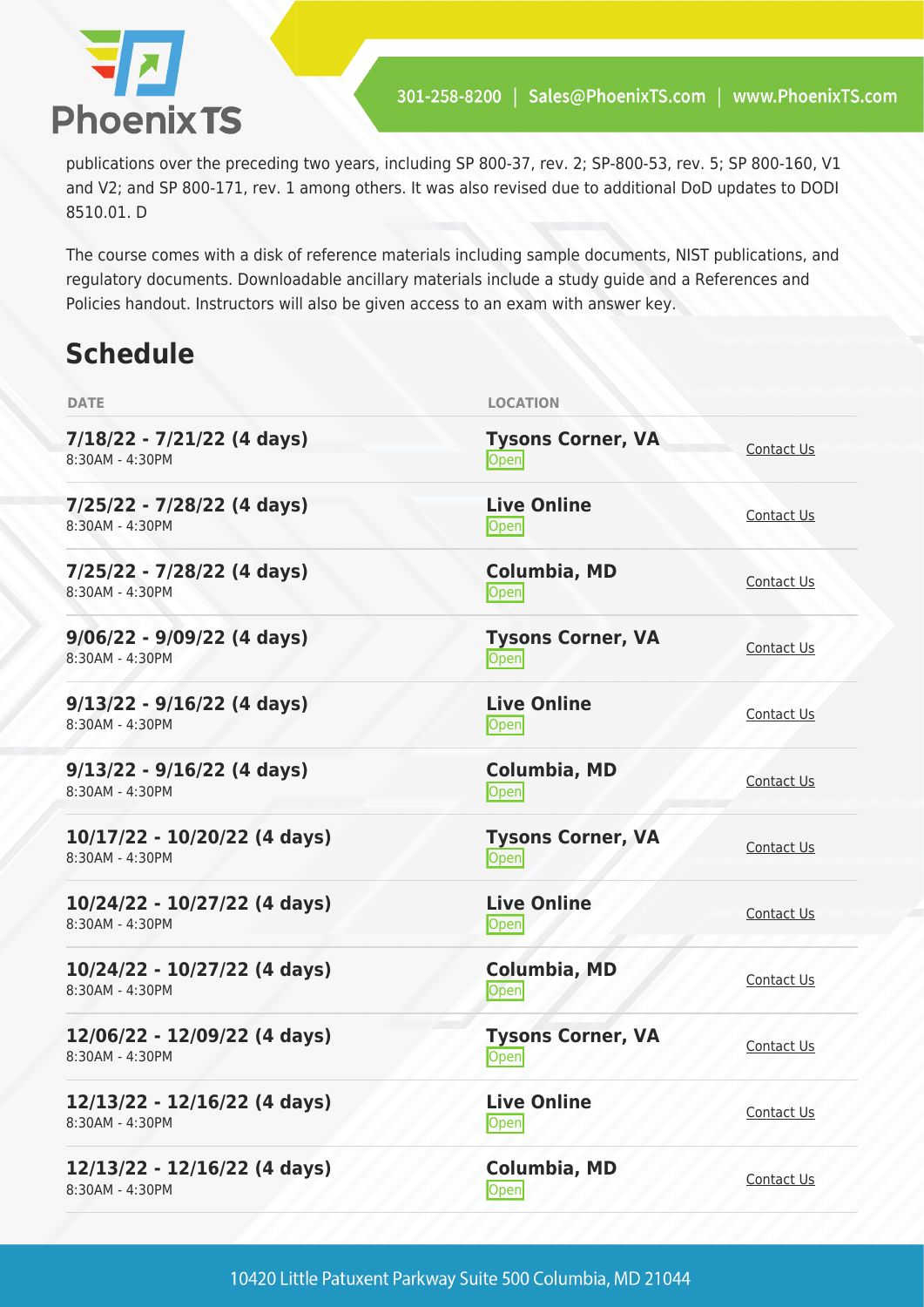publications over the preceding two years, including SP 800-37, rev. 2; SP-800-53, rev. 5; SP 800-160, V1 and V2; and SP 800-171, rev. 1 among others. It was also revised due to additional DoD updates to DODI 8510.01. D

The course comes with a disk of reference materials including sample documents, NIST publications, and regulatory documents. Downloadable ancillary materials include a study guide and a References and Policies handout. Instructors will also be given access to an exam with answer key.

## Schedule

| DATE | LOCATION | |
|---|---|---|
| **7/18/22 - 7/21/22 (4 days)**<br>8:30AM - 4:30PM | **Tysons Corner, VA**<br>Open | Contact Us |
| **7/25/22 - 7/28/22 (4 days)**<br>8:30AM - 4:30PM | **Live Online**<br>Open | Contact Us |
| **7/25/22 - 7/28/22 (4 days)**<br>8:30AM - 4:30PM | **Columbia, MD**<br>Open | Contact Us |
| **9/06/22 - 9/09/22 (4 days)**<br>8:30AM - 4:30PM | **Tysons Corner, VA**<br>Open | Contact Us |
| **9/13/22 - 9/16/22 (4 days)**<br>8:30AM - 4:30PM | **Live Online**<br>Open | Contact Us |
| **9/13/22 - 9/16/22 (4 days)**<br>8:30AM - 4:30PM | **Columbia, MD**<br>Open | Contact Us |
| **10/17/22 - 10/20/22 (4 days)**<br>8:30AM - 4:30PM | **Tysons Corner, VA**<br>Open | Contact Us |
| **10/24/22 - 10/27/22 (4 days)**<br>8:30AM - 4:30PM | **Live Online**<br>Open | Contact Us |
| **10/24/22 - 10/27/22 (4 days)**<br>8:30AM - 4:30PM | **Columbia, MD**<br>Open | Contact Us |
| **12/06/22 - 12/09/22 (4 days)**<br>8:30AM - 4:30PM | **Tysons Corner, VA**<br>Open | Contact Us |
| **12/13/22 - 12/16/22 (4 days)**<br>8:30AM - 4:30PM | **Live Online**<br>Open | Contact Us |
| **12/13/22 - 12/16/22 (4 days)**<br>8:30AM - 4:30PM | **Columbia, MD**<br>Open | Contact Us |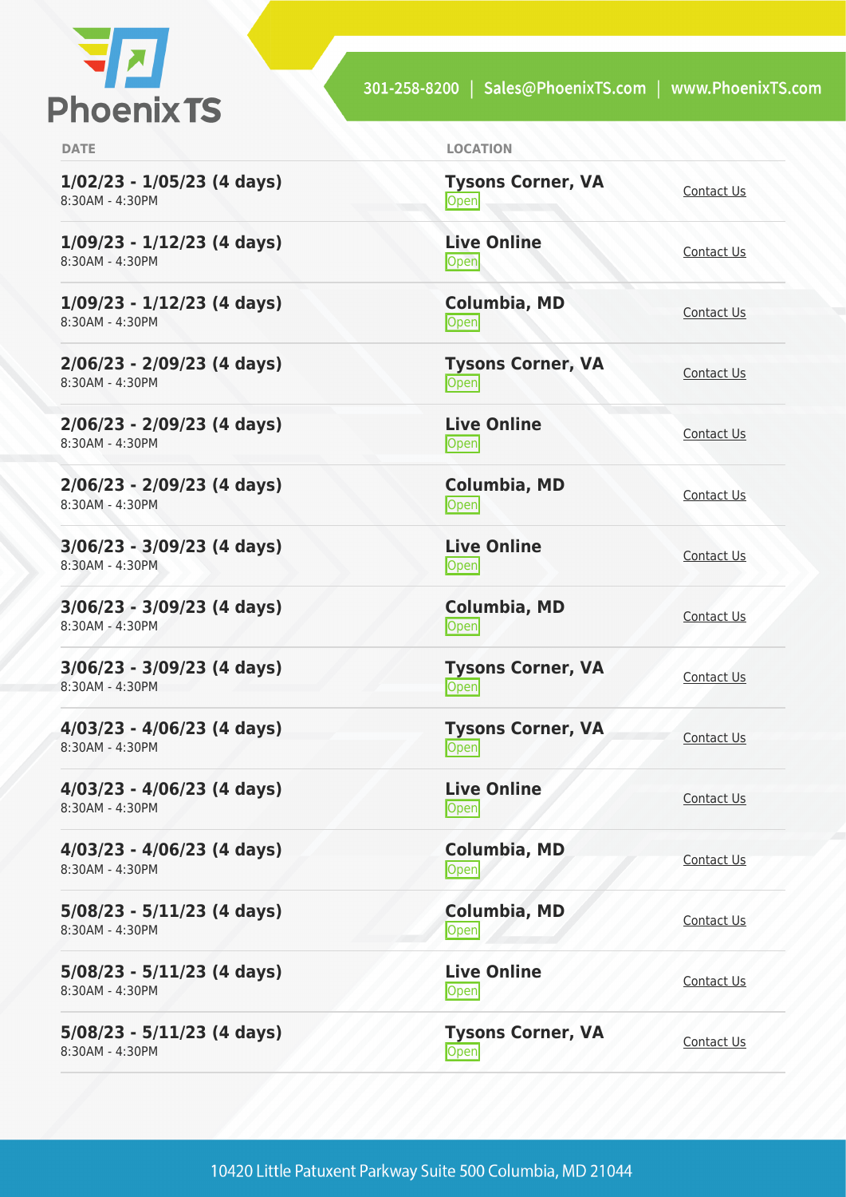| DATE | LOCATION | |
|---|---|---|
| **1/02/23 - 1/05/23 (4 days)**<br>8:30AM - 4:30PM | **Tysons Corner, VA**<br>Open | Contact Us |
| **1/09/23 - 1/12/23 (4 days)**<br>8:30AM - 4:30PM | **Live Online**<br>Open | Contact Us |
| **1/09/23 - 1/12/23 (4 days)**<br>8:30AM - 4:30PM | **Columbia, MD**<br>Open | Contact Us |
| **2/06/23 - 2/09/23 (4 days)**<br>8:30AM - 4:30PM | **Tysons Corner, VA**<br>Open | Contact Us |
| **2/06/23 - 2/09/23 (4 days)**<br>8:30AM - 4:30PM | **Live Online**<br>Open | Contact Us |
| **2/06/23 - 2/09/23 (4 days)**<br>8:30AM - 4:30PM | **Columbia, MD**<br>Open | Contact Us |
| **3/06/23 - 3/09/23 (4 days)**<br>8:30AM - 4:30PM | **Live Online**<br>Open | Contact Us |
| **3/06/23 - 3/09/23 (4 days)**<br>8:30AM - 4:30PM | **Columbia, MD**<br>Open | Contact Us |
| **3/06/23 - 3/09/23 (4 days)**<br>8:30AM - 4:30PM | **Tysons Corner, VA**<br>Open | Contact Us |
| **4/03/23 - 4/06/23 (4 days)**<br>8:30AM - 4:30PM | **Tysons Corner, VA**<br>Open | Contact Us |
| **4/03/23 - 4/06/23 (4 days)**<br>8:30AM - 4:30PM | **Live Online**<br>Open | Contact Us |
| **4/03/23 - 4/06/23 (4 days)**<br>8:30AM - 4:30PM | **Columbia, MD**<br>Open | Contact Us |
| **5/08/23 - 5/11/23 (4 days)**<br>8:30AM - 4:30PM | **Columbia, MD**<br>Open | Contact Us |
| **5/08/23 - 5/11/23 (4 days)**<br>8:30AM - 4:30PM | **Live Online**<br>Open | Contact Us |
| **5/08/23 - 5/11/23 (4 days)**<br>8:30AM - 4:30PM | **Tysons Corner, VA**<br>Open | Contact Us |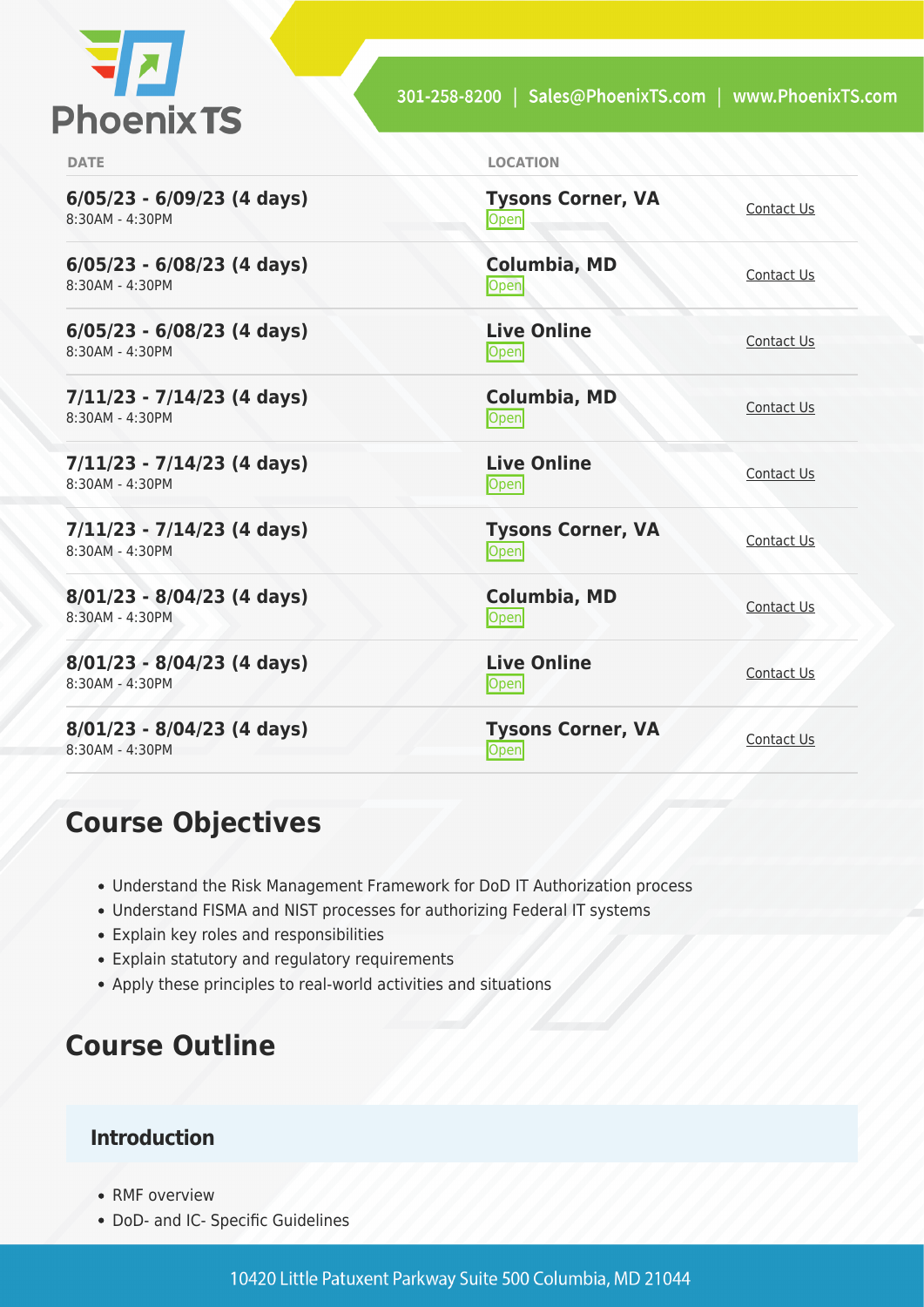| DATE | LOCATION | |
|---|---|---|
| **6/05/23 - 6/09/23 (4 days)**<br>8:30AM - 4:30PM | **Tysons Corner, VA**<br>Open | Contact Us |
| **6/05/23 - 6/08/23 (4 days)**<br>8:30AM - 4:30PM | **Columbia, MD**<br>Open | Contact Us |
| **6/05/23 - 6/08/23 (4 days)**<br>8:30AM - 4:30PM | **Live Online**<br>Open | Contact Us |
| **7/11/23 - 7/14/23 (4 days)**<br>8:30AM - 4:30PM | **Columbia, MD**<br>Open | Contact Us |
| **7/11/23 - 7/14/23 (4 days)**<br>8:30AM - 4:30PM | **Live Online**<br>Open | Contact Us |
| **7/11/23 - 7/14/23 (4 days)**<br>8:30AM - 4:30PM | **Tysons Corner, VA**<br>Open | Contact Us |
| **8/01/23 - 8/04/23 (4 days)**<br>8:30AM - 4:30PM | **Columbia, MD**<br>Open | Contact Us |
| **8/01/23 - 8/04/23 (4 days)**<br>8:30AM - 4:30PM | **Live Online**<br>Open | Contact Us |
| **8/01/23 - 8/04/23 (4 days)**<br>8:30AM - 4:30PM | **Tysons Corner, VA**<br>Open | Contact Us |

## Course Objectives

- Understand the Risk Management Framework for DoD IT Authorization process
- Understand FISMA and NIST processes for authorizing Federal IT systems
- Explain key roles and responsibilities
- Explain statutory and regulatory requirements
- Apply these principles to real-world activities and situations

## Course Outline

### Introduction

- RMF overview
- DoD- and IC- Specific Guidelines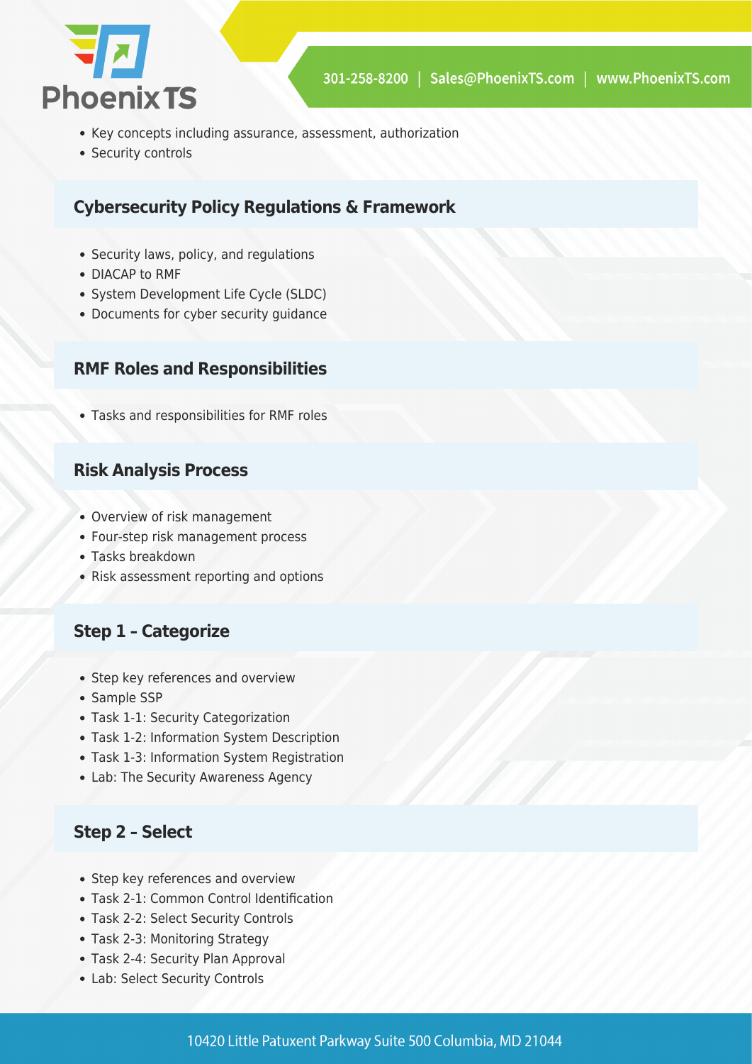- Key concepts including assurance, assessment, authorization
- Security controls

## Cybersecurity Policy Regulations & Framework

- Security laws, policy, and regulations
- DIACAP to RMF
- System Development Life Cycle (SLDC)
- Documents for cyber security guidance

## RMF Roles and Responsibilities

- Tasks and responsibilities for RMF roles

## Risk Analysis Process

- Overview of risk management
- Four-step risk management process
- Tasks breakdown
- Risk assessment reporting and options

## Step 1 – Categorize

- Step key references and overview
- Sample SSP
- Task 1-1: Security Categorization
- Task 1-2: Information System Description
- Task 1-3: Information System Registration
- Lab: The Security Awareness Agency

## Step 2 – Select

- Step key references and overview
- Task 2-1: Common Control Identification
- Task 2-2: Select Security Controls
- Task 2-3: Monitoring Strategy
- Task 2-4: Security Plan Approval
- Lab: Select Security Controls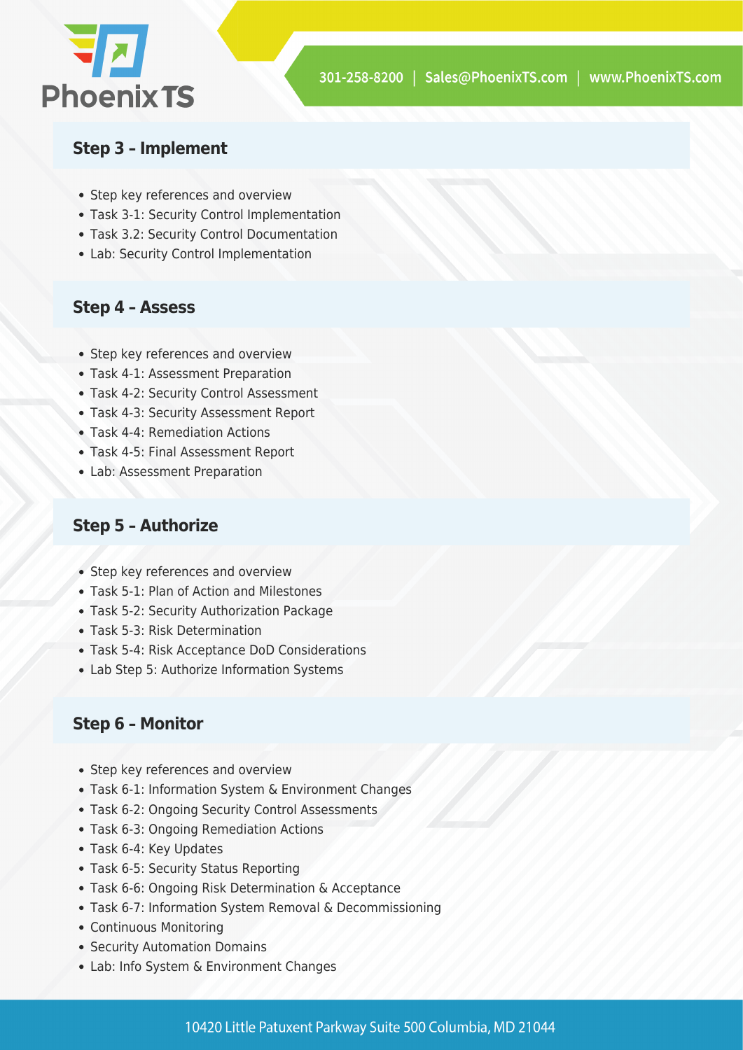## Step 3 – Implement

- Step key references and overview
- Task 3-1: Security Control Implementation
- Task 3.2: Security Control Documentation
- Lab: Security Control Implementation

## Step 4 – Assess

- Step key references and overview
- Task 4-1: Assessment Preparation
- Task 4-2: Security Control Assessment
- Task 4-3: Security Assessment Report
- Task 4-4: Remediation Actions
- Task 4-5: Final Assessment Report
- Lab: Assessment Preparation

## Step 5 – Authorize

- Step key references and overview
- Task 5-1: Plan of Action and Milestones
- Task 5-2: Security Authorization Package
- Task 5-3: Risk Determination
- Task 5-4: Risk Acceptance DoD Considerations
- Lab Step 5: Authorize Information Systems

## Step 6 – Monitor

- Step key references and overview
- Task 6-1: Information System & Environment Changes
- Task 6-2: Ongoing Security Control Assessments
- Task 6-3: Ongoing Remediation Actions
- Task 6-4: Key Updates
- Task 6-5: Security Status Reporting
- Task 6-6: Ongoing Risk Determination & Acceptance
- Task 6-7: Information System Removal & Decommissioning
- Continuous Monitoring
- Security Automation Domains
- Lab: Info System & Environment Changes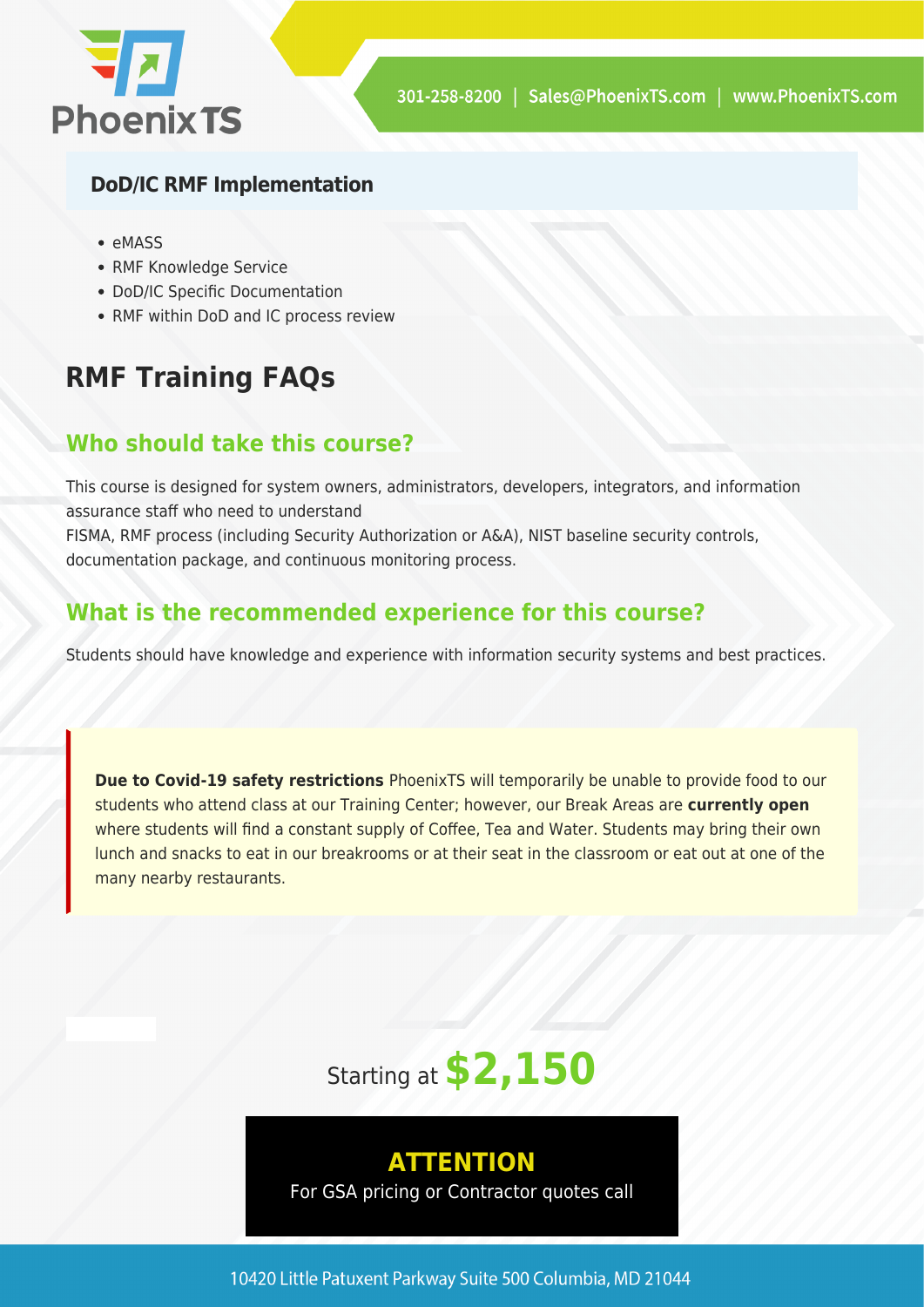### DoD/IC RMF Implementation

- eMASS
- RMF Knowledge Service
- DoD/IC Specific Documentation
- RMF within DoD and IC process review

## RMF Training FAQs

### Who should take this course?

This course is designed for system owners, administrators, developers, integrators, and information assurance staff who need to understand FISMA, RMF process (including Security Authorization or A&A), NIST baseline security controls, documentation package, and continuous monitoring process.

### What is the recommended experience for this course?

Students should have knowledge and experience with information security systems and best practices.

**Due to Covid-19 safety restrictions** PhoenixTS will temporarily be unable to provide food to our students who attend class at our Training Center; however, our Break Areas are **currently open** where students will find a constant supply of Coffee, Tea and Water. Students may bring their own lunch and snacks to eat in our breakrooms or at their seat in the classroom or eat out at one of the many nearby restaurants.

Starting at **$2,150**

**ATTENTION**

For GSA pricing or Contractor quotes call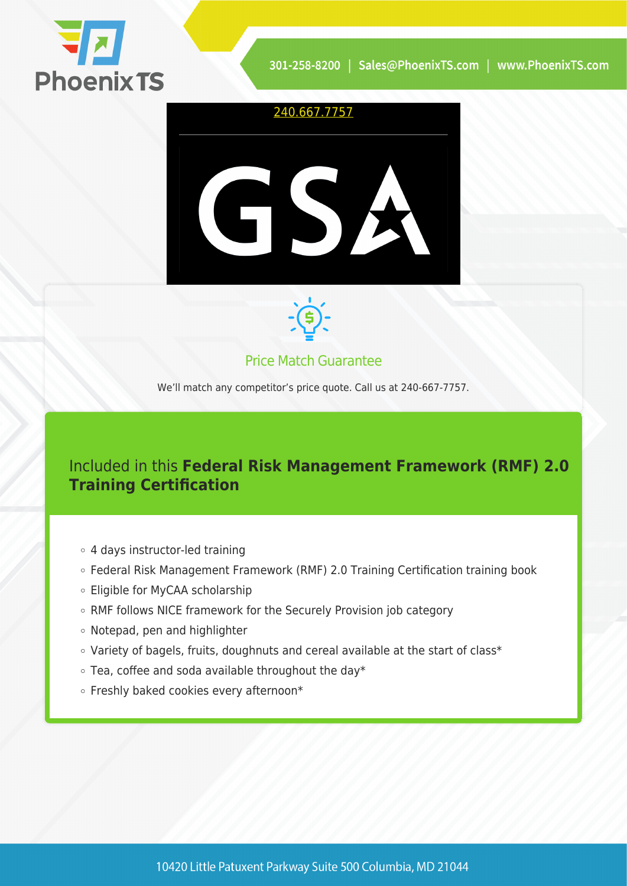240.667.7757

GSA

Price Match Guarantee

We'll match any competitor's price quote. Call us at 240-667-7757.

## Included in this **Federal Risk Management Framework (RMF) 2.0 Training Certification**

- 4 days instructor-led training
- Federal Risk Management Framework (RMF) 2.0 Training Certification training book
- Eligible for MyCAA scholarship
- RMF follows NICE framework for the Securely Provision job category
- Notepad, pen and highlighter
- Variety of bagels, fruits, doughnuts and cereal available at the start of class*
- Tea, coffee and soda available throughout the day*
- Freshly baked cookies every afternoon*